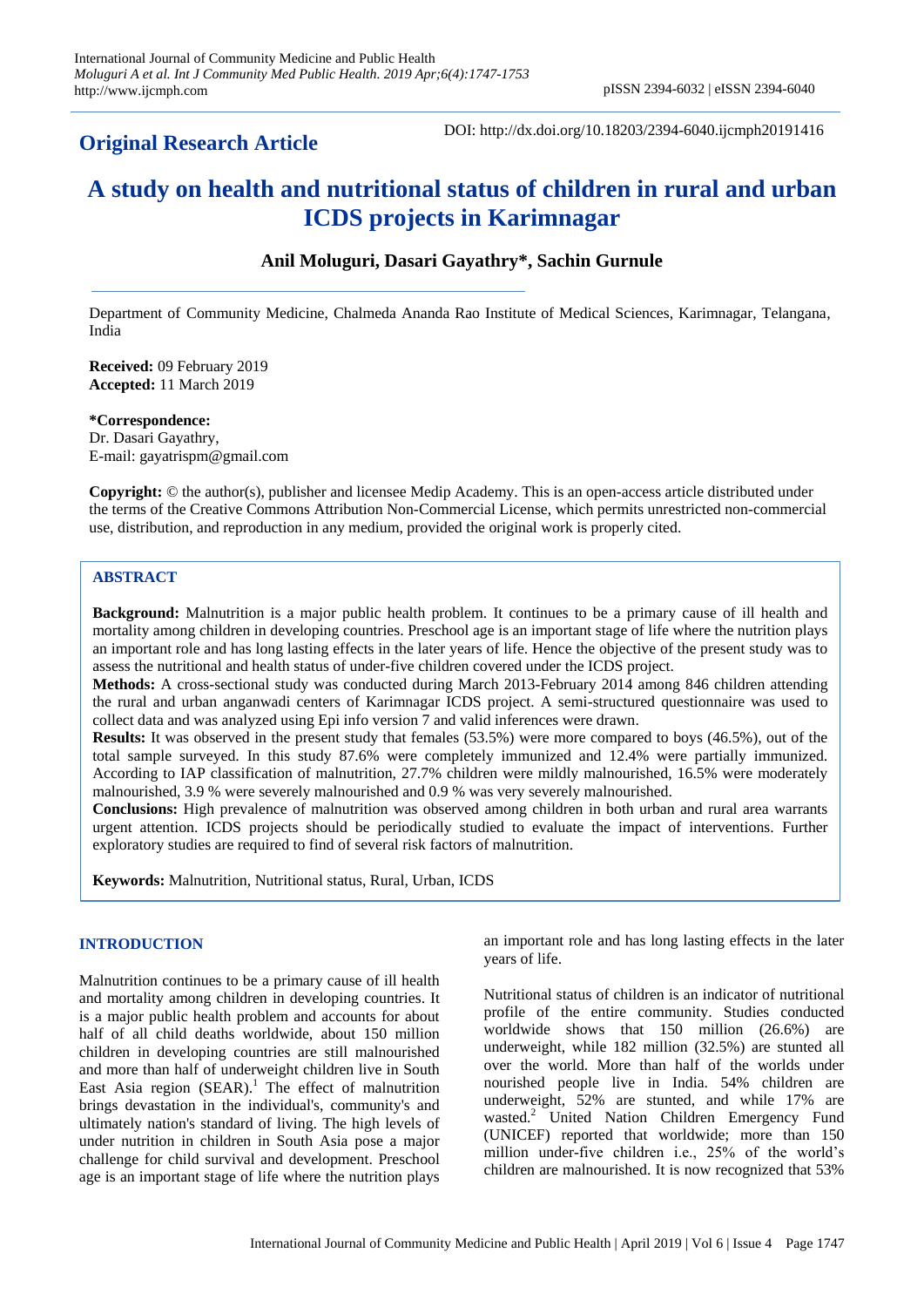**Original Research Article**

DOI: http://dx.doi.org/10.18203/2394-6040.ijcmph20191416

# A study on health and nutritional status of children in rural and urban ICDS projects in Karimnagar

**Anil Moluguri, Dasari Gayathry\*, Sachin Gurnule**

Department of Community Medicine, Chalmeda Ananda Rao Institute of Medical Sciences, Karimnagar, Telangana, India

**Received:** 09 February 2019
**Accepted:** 11 March 2019

**\*Correspondence:**
Dr. Dasari Gayathry,
E-mail: gayatrispm@gmail.com

**Copyright:** © the author(s), publisher and licensee Medip Academy. This is an open-access article distributed under the terms of the Creative Commons Attribution Non-Commercial License, which permits unrestricted non-commercial use, distribution, and reproduction in any medium, provided the original work is properly cited.

## ABSTRACT

**Background:** Malnutrition is a major public health problem. It continues to be a primary cause of ill health and mortality among children in developing countries. Preschool age is an important stage of life where the nutrition plays an important role and has long lasting effects in the later years of life. Hence the objective of the present study was to assess the nutritional and health status of under-five children covered under the ICDS project.

**Methods:** A cross-sectional study was conducted during March 2013-February 2014 among 846 children attending the rural and urban anganwadi centers of Karimnagar ICDS project. A semi-structured questionnaire was used to collect data and was analyzed using Epi info version 7 and valid inferences were drawn.

**Results:** It was observed in the present study that females (53.5%) were more compared to boys (46.5%), out of the total sample surveyed. In this study 87.6% were completely immunized and 12.4% were partially immunized. According to IAP classification of malnutrition, 27.7% children were mildly malnourished, 16.5% were moderately malnourished, 3.9 % were severely malnourished and 0.9 % was very severely malnourished.

**Conclusions:** High prevalence of malnutrition was observed among children in both urban and rural area warrants urgent attention. ICDS projects should be periodically studied to evaluate the impact of interventions. Further exploratory studies are required to find of several risk factors of malnutrition.

**Keywords:** Malnutrition, Nutritional status, Rural, Urban, ICDS

## INTRODUCTION

Malnutrition continues to be a primary cause of ill health and mortality among children in developing countries. It is a major public health problem and accounts for about half of all child deaths worldwide, about 150 million children in developing countries are still malnourished and more than half of underweight children live in South East Asia region (SEAR).[1] The effect of malnutrition brings devastation in the individual's, community's and ultimately nation's standard of living. The high levels of under nutrition in children in South Asia pose a major challenge for child survival and development. Preschool age is an important stage of life where the nutrition plays an important role and has long lasting effects in the later years of life.

Nutritional status of children is an indicator of nutritional profile of the entire community. Studies conducted worldwide shows that 150 million (26.6%) are underweight, while 182 million (32.5%) are stunted all over the world. More than half of the worlds under nourished people live in India. 54% children are underweight, 52% are stunted, and while 17% are wasted.[2] United Nation Children Emergency Fund (UNICEF) reported that worldwide; more than 150 million under-five children i.e., 25% of the world's children are malnourished. It is now recognized that 53%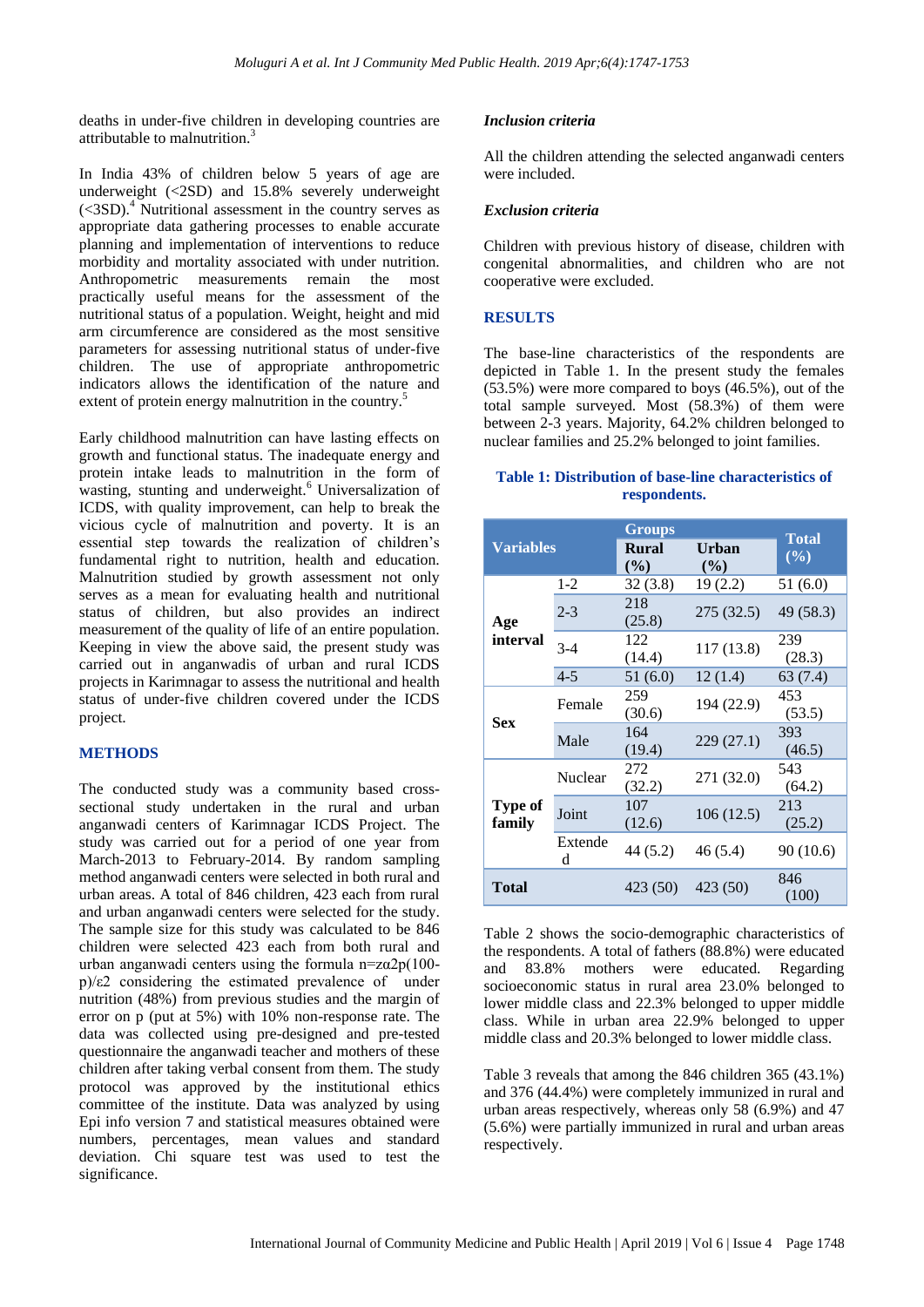deaths in under-five children in developing countries are attributable to malnutrition.[3]

In India 43% of children below 5 years of age are underweight (<2SD) and 15.8% severely underweight (<3SD).[4] Nutritional assessment in the country serves as appropriate data gathering processes to enable accurate planning and implementation of interventions to reduce morbidity and mortality associated with under nutrition. Anthropometric measurements remain the most practically useful means for the assessment of the nutritional status of a population. Weight, height and mid arm circumference are considered as the most sensitive parameters for assessing nutritional status of under-five children. The use of appropriate anthropometric indicators allows the identification of the nature and extent of protein energy malnutrition in the country.[5]

Early childhood malnutrition can have lasting effects on growth and functional status. The inadequate energy and protein intake leads to malnutrition in the form of wasting, stunting and underweight.[6] Universalization of ICDS, with quality improvement, can help to break the vicious cycle of malnutrition and poverty. It is an essential step towards the realization of children's fundamental right to nutrition, health and education. Malnutrition studied by growth assessment not only serves as a mean for evaluating health and nutritional status of children, but also provides an indirect measurement of the quality of life of an entire population. Keeping in view the above said, the present study was carried out in anganwadis of urban and rural ICDS projects in Karimnagar to assess the nutritional and health status of under-five children covered under the ICDS project.

## METHODS

The conducted study was a community based cross-sectional study undertaken in the rural and urban anganwadi centers of Karimnagar ICDS Project. The study was carried out for a period of one year from March-2013 to February-2014. By random sampling method anganwadi centers were selected in both rural and urban areas. A total of 846 children, 423 each from rural and urban anganwadi centers were selected for the study. The sample size for this study was calculated to be 846 children were selected 423 each from both rural and urban anganwadi centers using the formula $n=z\alpha 2p(100-p)/\varepsilon 2$ considering the estimated prevalence of under nutrition (48%) from previous studies and the margin of error on p (put at 5%) with 10% non-response rate. The data was collected using pre-designed and pre-tested questionnaire the anganwadi teacher and mothers of these children after taking verbal consent from them. The study protocol was approved by the institutional ethics committee of the institute. Data was analyzed by using Epi info version 7 and statistical measures obtained were numbers, percentages, mean values and standard deviation. Chi square test was used to test the significance.

### *Inclusion criteria*

All the children attending the selected anganwadi centers were included.

### *Exclusion criteria*

Children with previous history of disease, children with congenital abnormalities, and children who are not cooperative were excluded.

## RESULTS

The base-line characteristics of the respondents are depicted in Table 1. In the present study the females (53.5%) were more compared to boys (46.5%), out of the total sample surveyed. Most (58.3%) of them were between 2-3 years. Majority, 64.2% children belonged to nuclear families and 25.2% belonged to joint families.

**Table 1: Distribution of base-line characteristics of respondents.**

| Variables | | Groups | | Total (%) |
|---|---|---|---|---|
| | | Rural (%) | Urban (%) | |
| Age interval | 1-2 | 32 (3.8) | 19 (2.2) | 51 (6.0) |
| | 2-3 | 218 (25.8) | 275 (32.5) | 49 (58.3) |
| | 3-4 | 122 (14.4) | 117 (13.8) | 239 (28.3) |
| | 4-5 | 51 (6.0) | 12 (1.4) | 63 (7.4) |
| Sex | Female | 259 (30.6) | 194 (22.9) | 453 (53.5) |
| | Male | 164 (19.4) | 229 (27.1) | 393 (46.5) |
| Type of family | Nuclear | 272 (32.2) | 271 (32.0) | 543 (64.2) |
| | Joint | 107 (12.6) | 106 (12.5) | 213 (25.2) |
| | Extended | 44 (5.2) | 46 (5.4) | 90 (10.6) |
| Total | | 423 (50) | 423 (50) | 846 (100) |

Table 2 shows the socio-demographic characteristics of the respondents. A total of fathers (88.8%) were educated and 83.8% mothers were educated. Regarding socioeconomic status in rural area 23.0% belonged to lower middle class and 22.3% belonged to upper middle class. While in urban area 22.9% belonged to upper middle class and 20.3% belonged to lower middle class.

Table 3 reveals that among the 846 children 365 (43.1%) and 376 (44.4%) were completely immunized in rural and urban areas respectively, whereas only 58 (6.9%) and 47 (5.6%) were partially immunized in rural and urban areas respectively.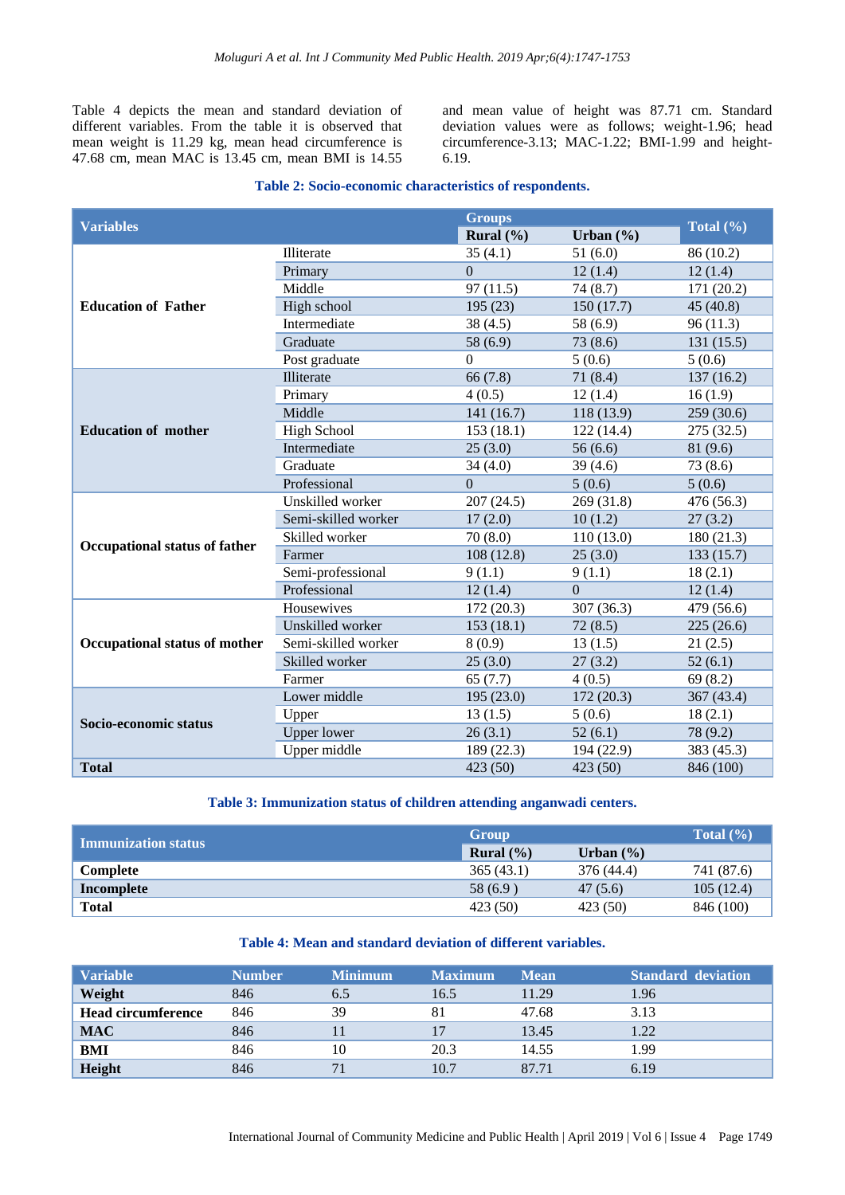Table 4 depicts the mean and standard deviation of different variables. From the table it is observed that mean weight is 11.29 kg, mean head circumference is 47.68 cm, mean MAC is 13.45 cm, mean BMI is 14.55 and mean value of height was 87.71 cm. Standard deviation values were as follows; weight-1.96; head circumference-3.13; MAC-1.22; BMI-1.99 and height-6.19.

**Table 2: Socio-economic characteristics of respondents.**

| Variables | | Groups | | Total (%) |
|---|---|---|---|---|
| | | Rural (%) | Urban (%) | |
| **Education of Father** | Illiterate | 35 (4.1) | 51 (6.0) | 86 (10.2) |
| | Primary | 0 | 12 (1.4) | 12 (1.4) |
| | Middle | 97 (11.5) | 74 (8.7) | 171 (20.2) |
| | High school | 195 (23) | 150 (17.7) | 45 (40.8) |
| | Intermediate | 38 (4.5) | 58 (6.9) | 96 (11.3) |
| | Graduate | 58 (6.9) | 73 (8.6) | 131 (15.5) |
| | Post graduate | 0 | 5 (0.6) | 5 (0.6) |
| **Education of mother** | Illiterate | 66 (7.8) | 71 (8.4) | 137 (16.2) |
| | Primary | 4 (0.5) | 12 (1.4) | 16 (1.9) |
| | Middle | 141 (16.7) | 118 (13.9) | 259 (30.6) |
| | High School | 153 (18.1) | 122 (14.4) | 275 (32.5) |
| | Intermediate | 25 (3.0) | 56 (6.6) | 81 (9.6) |
| | Graduate | 34 (4.0) | 39 (4.6) | 73 (8.6) |
| | Professional | 0 | 5 (0.6) | 5 (0.6) |
| **Occupational status of father** | Unskilled worker | 207 (24.5) | 269 (31.8) | 476 (56.3) |
| | Semi-skilled worker | 17 (2.0) | 10 (1.2) | 27 (3.2) |
| | Skilled worker | 70 (8.0) | 110 (13.0) | 180 (21.3) |
| | Farmer | 108 (12.8) | 25 (3.0) | 133 (15.7) |
| | Semi-professional | 9 (1.1) | 9 (1.1) | 18 (2.1) |
| | Professional | 12 (1.4) | 0 | 12 (1.4) |
| **Occupational status of mother** | Housewives | 172 (20.3) | 307 (36.3) | 479 (56.6) |
| | Unskilled worker | 153 (18.1) | 72 (8.5) | 225 (26.6) |
| | Semi-skilled worker | 8 (0.9) | 13 (1.5) | 21 (2.5) |
| | Skilled worker | 25 (3.0) | 27 (3.2) | 52 (6.1) |
| | Farmer | 65 (7.7) | 4 (0.5) | 69 (8.2) |
| **Socio-economic status** | Lower middle | 195 (23.0) | 172 (20.3) | 367 (43.4) |
| | Upper | 13 (1.5) | 5 (0.6) | 18 (2.1) |
| | Upper lower | 26 (3.1) | 52 (6.1) | 78 (9.2) |
| | Upper middle | 189 (22.3) | 194 (22.9) | 383 (45.3) |
| **Total** | | 423 (50) | 423 (50) | 846 (100) |

**Table 3: Immunization status of children attending anganwadi centers.**

| Immunization status | Group | | Total (%) |
|---|---|---|---|
| | Rural (%) | Urban (%) | |
| **Complete** | 365 (43.1) | 376 (44.4) | 741 (87.6) |
| **Incomplete** | 58 (6.9 ) | 47 (5.6) | 105 (12.4) |
| **Total** | 423 (50) | 423 (50) | 846 (100) |

**Table 4: Mean and standard deviation of different variables.**

| Variable | Number | Minimum | Maximum | Mean | Standard deviation |
|---|---|---|---|---|---|
| **Weight** | 846 | 6.5 | 16.5 | 11.29 | 1.96 |
| **Head circumference** | 846 | 39 | 81 | 47.68 | 3.13 |
| **MAC** | 846 | 11 | 17 | 13.45 | 1.22 |
| **BMI** | 846 | 10 | 20.3 | 14.55 | 1.99 |
| **Height** | 846 | 71 | 10.7 | 87.71 | 6.19 |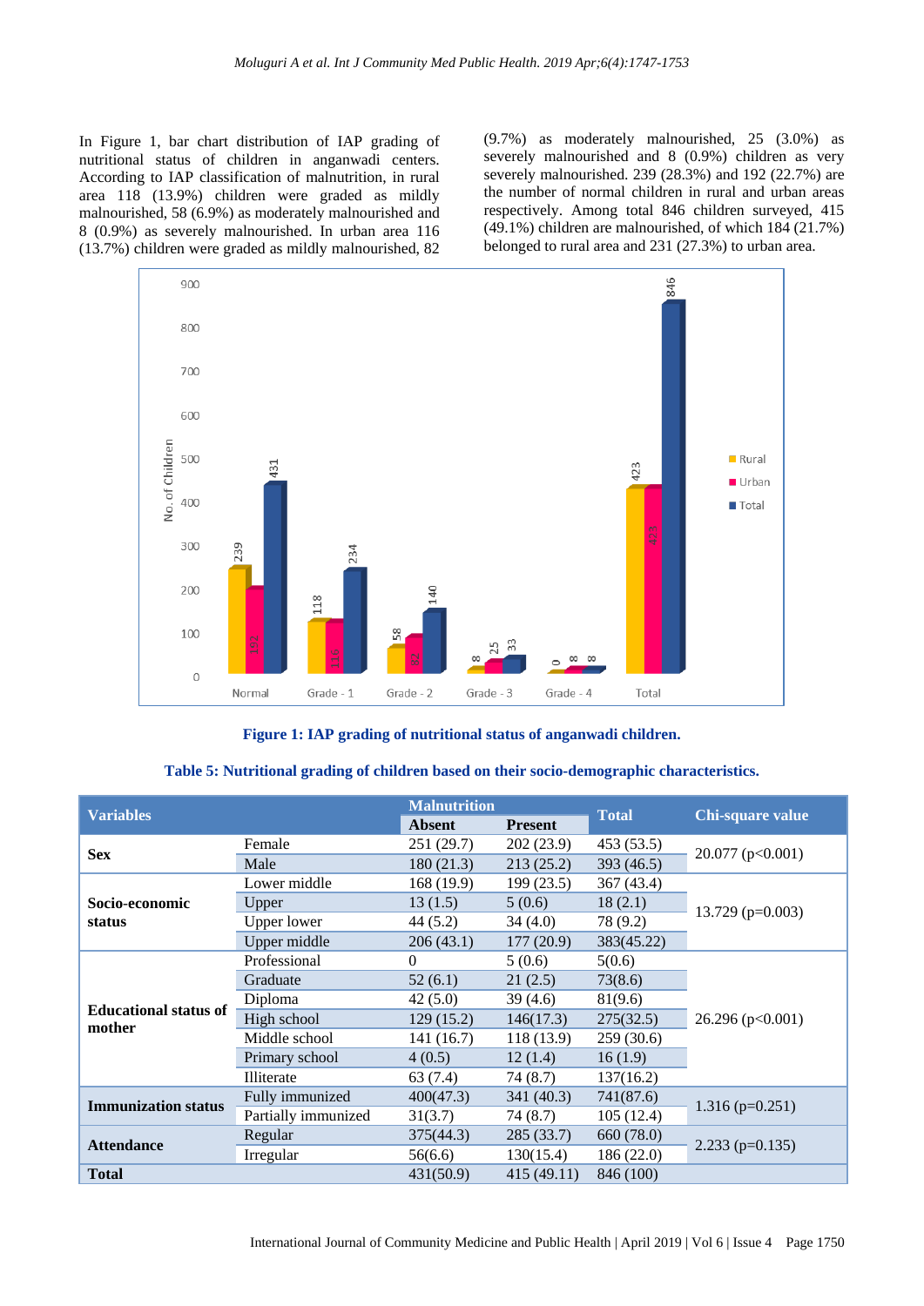In Figure 1, bar chart distribution of IAP grading of nutritional status of children in anganwadi centers. According to IAP classification of malnutrition, in rural area 118 (13.9%) children were graded as mildly malnourished, 58 (6.9%) as moderately malnourished and 8 (0.9%) as severely malnourished. In urban area 116 (13.7%) children were graded as mildly malnourished, 82 (9.7%) as moderately malnourished, 25 (3.0%) as severely malnourished and 8 (0.9%) children as very severely malnourished. 239 (28.3%) and 192 (22.7%) are the number of normal children in rural and urban areas respectively. Among total 846 children surveyed, 415 (49.1%) children are malnourished, of which 184 (21.7%) belonged to rural area and 231 (27.3%) to urban area.

**Figure 1: IAP grading of nutritional status of anganwadi children.**

**Table 5: Nutritional grading of children based on their socio-demographic characteristics.**

| Variables | | Malnutrition | | Total | Chi-square value |
|---|---|---|---|---|---|
| | | Absent | Present | | |
| **Sex** | Female | 251 (29.7) | 202 (23.9) | 453 (53.5) | 20.077 (p<0.001) |
| | Male | 180 (21.3) | 213 (25.2) | 393 (46.5) | |
| **Socio-economic status** | Lower middle | 168 (19.9) | 199 (23.5) | 367 (43.4) | 13.729 (p=0.003) |
| | Upper | 13 (1.5) | 5 (0.6) | 18 (2.1) | |
| | Upper lower | 44 (5.2) | 34 (4.0) | 78 (9.2) | |
| | Upper middle | 206 (43.1) | 177 (20.9) | 383(45.22) | |
| **Educational status of mother** | Professional | 0 | 5 (0.6) | 5(0.6) | 26.296 (p<0.001) |
| | Graduate | 52 (6.1) | 21 (2.5) | 73(8.6) | |
| | Diploma | 42 (5.0) | 39 (4.6) | 81(9.6) | |
| | High school | 129 (15.2) | 146(17.3) | 275(32.5) | |
| | Middle school | 141 (16.7) | 118 (13.9) | 259 (30.6) | |
| | Primary school | 4 (0.5) | 12 (1.4) | 16 (1.9) | |
| | Illiterate | 63 (7.4) | 74 (8.7) | 137(16.2) | |
| **Immunization status** | Fully immunized | 400(47.3) | 341 (40.3) | 741(87.6) | 1.316 (p=0.251) |
| | Partially immunized | 31(3.7) | 74 (8.7) | 105 (12.4) | |
| **Attendance** | Regular | 375(44.3) | 285 (33.7) | 660 (78.0) | 2.233 (p=0.135) |
| | Irregular | 56(6.6) | 130(15.4) | 186 (22.0) | |
| **Total** | | 431(50.9) | 415 (49.11) | 846 (100) | |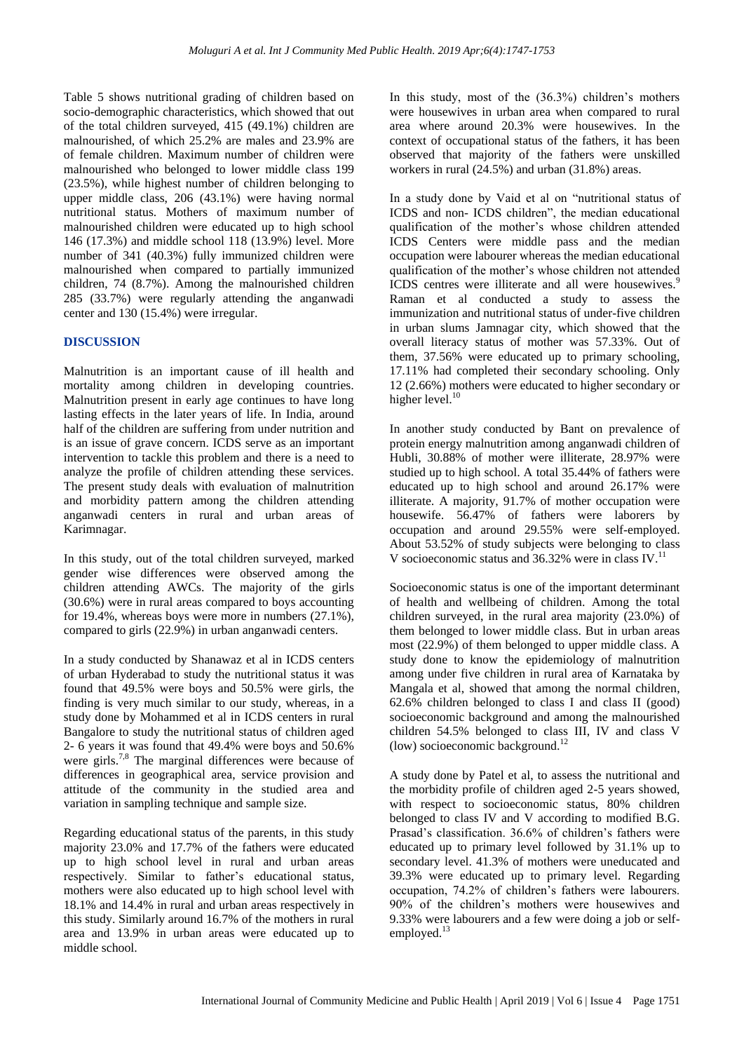Table 5 shows nutritional grading of children based on socio-demographic characteristics, which showed that out of the total children surveyed, 415 (49.1%) children are malnourished, of which 25.2% are males and 23.9% are of female children. Maximum number of children were malnourished who belonged to lower middle class 199 (23.5%), while highest number of children belonging to upper middle class, 206 (43.1%) were having normal nutritional status. Mothers of maximum number of malnourished children were educated up to high school 146 (17.3%) and middle school 118 (13.9%) level. More number of 341 (40.3%) fully immunized children were malnourished when compared to partially immunized children, 74 (8.7%). Among the malnourished children 285 (33.7%) were regularly attending the anganwadi center and 130 (15.4%) were irregular.

## DISCUSSION

Malnutrition is an important cause of ill health and mortality among children in developing countries. Malnutrition present in early age continues to have long lasting effects in the later years of life. In India, around half of the children are suffering from under nutrition and is an issue of grave concern. ICDS serve as an important intervention to tackle this problem and there is a need to analyze the profile of children attending these services. The present study deals with evaluation of malnutrition and morbidity pattern among the children attending anganwadi centers in rural and urban areas of Karimnagar.

In this study, out of the total children surveyed, marked gender wise differences were observed among the children attending AWCs. The majority of the girls (30.6%) were in rural areas compared to boys accounting for 19.4%, whereas boys were more in numbers (27.1%), compared to girls (22.9%) in urban anganwadi centers.

In a study conducted by Shanawaz et al in ICDS centers of urban Hyderabad to study the nutritional status it was found that 49.5% were boys and 50.5% were girls, the finding is very much similar to our study, whereas, in a study done by Mohammed et al in ICDS centers in rural Bangalore to study the nutritional status of children aged 2- 6 years it was found that 49.4% were boys and 50.6% were girls.[7,8] The marginal differences were because of differences in geographical area, service provision and attitude of the community in the studied area and variation in sampling technique and sample size.

Regarding educational status of the parents, in this study majority 23.0% and 17.7% of the fathers were educated up to high school level in rural and urban areas respectively. Similar to father's educational status, mothers were also educated up to high school level with 18.1% and 14.4% in rural and urban areas respectively in this study. Similarly around 16.7% of the mothers in rural area and 13.9% in urban areas were educated up to middle school.

In this study, most of the (36.3%) children's mothers were housewives in urban area when compared to rural area where around 20.3% were housewives. In the context of occupational status of the fathers, it has been observed that majority of the fathers were unskilled workers in rural (24.5%) and urban (31.8%) areas.

In a study done by Vaid et al on "nutritional status of ICDS and non- ICDS children", the median educational qualification of the mother's whose children attended ICDS Centers were middle pass and the median occupation were labourer whereas the median educational qualification of the mother's whose children not attended ICDS centres were illiterate and all were housewives.[9] Raman et al conducted a study to assess the immunization and nutritional status of under-five children in urban slums Jamnagar city, which showed that the overall literacy status of mother was 57.33%. Out of them, 37.56% were educated up to primary schooling, 17.11% had completed their secondary schooling. Only 12 (2.66%) mothers were educated to higher secondary or higher level.[10]

In another study conducted by Bant on prevalence of protein energy malnutrition among anganwadi children of Hubli, 30.88% of mother were illiterate, 28.97% were studied up to high school. A total 35.44% of fathers were educated up to high school and around 26.17% were illiterate. A majority, 91.7% of mother occupation were housewife. 56.47% of fathers were laborers by occupation and around 29.55% were self-employed. About 53.52% of study subjects were belonging to class V socioeconomic status and 36.32% were in class IV.[11]

Socioeconomic status is one of the important determinant of health and wellbeing of children. Among the total children surveyed, in the rural area majority (23.0%) of them belonged to lower middle class. But in urban areas most (22.9%) of them belonged to upper middle class. A study done to know the epidemiology of malnutrition among under five children in rural area of Karnataka by Mangala et al, showed that among the normal children, 62.6% children belonged to class I and class II (good) socioeconomic background and among the malnourished children 54.5% belonged to class III, IV and class V (low) socioeconomic background.[12]

A study done by Patel et al, to assess the nutritional and the morbidity profile of children aged 2-5 years showed, with respect to socioeconomic status, 80% children belonged to class IV and V according to modified B.G. Prasad's classification. 36.6% of children's fathers were educated up to primary level followed by 31.1% up to secondary level. 41.3% of mothers were uneducated and 39.3% were educated up to primary level. Regarding occupation, 74.2% of children's fathers were labourers. 90% of the children's mothers were housewives and 9.33% were labourers and a few were doing a job or self-employed.[13]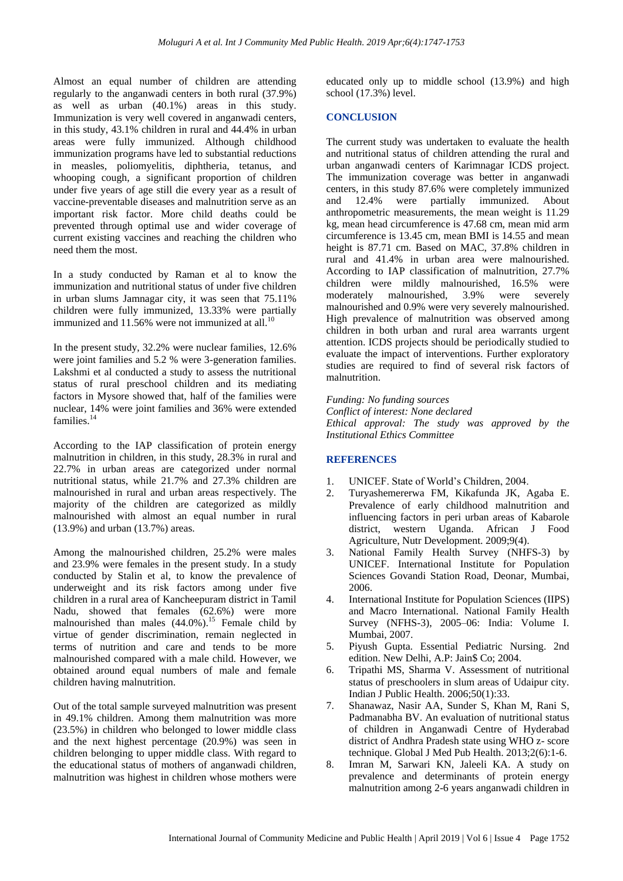Almost an equal number of children are attending regularly to the anganwadi centers in both rural (37.9%) as well as urban (40.1%) areas in this study. Immunization is very well covered in anganwadi centers, in this study, 43.1% children in rural and 44.4% in urban areas were fully immunized. Although childhood immunization programs have led to substantial reductions in measles, poliomyelitis, diphtheria, tetanus, and whooping cough, a significant proportion of children under five years of age still die every year as a result of vaccine-preventable diseases and malnutrition serve as an important risk factor. More child deaths could be prevented through optimal use and wider coverage of current existing vaccines and reaching the children who need them the most.

In a study conducted by Raman et al to know the immunization and nutritional status of under five children in urban slums Jamnagar city, it was seen that 75.11% children were fully immunized, 13.33% were partially immunized and 11.56% were not immunized at all.[10]

In the present study, 32.2% were nuclear families, 12.6% were joint families and 5.2 % were 3-generation families. Lakshmi et al conducted a study to assess the nutritional status of rural preschool children and its mediating factors in Mysore showed that, half of the families were nuclear, 14% were joint families and 36% were extended families.[14]

According to the IAP classification of protein energy malnutrition in children, in this study, 28.3% in rural and 22.7% in urban areas are categorized under normal nutritional status, while 21.7% and 27.3% children are malnourished in rural and urban areas respectively. The majority of the children are categorized as mildly malnourished with almost an equal number in rural (13.9%) and urban (13.7%) areas.

Among the malnourished children, 25.2% were males and 23.9% were females in the present study. In a study conducted by Stalin et al, to know the prevalence of underweight and its risk factors among under five children in a rural area of Kancheepuram district in Tamil Nadu, showed that females (62.6%) were more malnourished than males (44.0%).[15] Female child by virtue of gender discrimination, remain neglected in terms of nutrition and care and tends to be more malnourished compared with a male child. However, we obtained around equal numbers of male and female children having malnutrition.

Out of the total sample surveyed malnutrition was present in 49.1% children. Among them malnutrition was more (23.5%) in children who belonged to lower middle class and the next highest percentage (20.9%) was seen in children belonging to upper middle class. With regard to the educational status of mothers of anganwadi children, malnutrition was highest in children whose mothers were educated only up to middle school (13.9%) and high school (17.3%) level.

## CONCLUSION

The current study was undertaken to evaluate the health and nutritional status of children attending the rural and urban anganwadi centers of Karimnagar ICDS project. The immunization coverage was better in anganwadi centers, in this study 87.6% were completely immunized and 12.4% were partially immunized. About anthropometric measurements, the mean weight is 11.29 kg, mean head circumference is 47.68 cm, mean mid arm circumference is 13.45 cm, mean BMI is 14.55 and mean height is 87.71 cm. Based on MAC, 37.8% children in rural and 41.4% in urban area were malnourished. According to IAP classification of malnutrition, 27.7% children were mildly malnourished, 16.5% were moderately malnourished, 3.9% were severely malnourished and 0.9% were very severely malnourished. High prevalence of malnutrition was observed among children in both urban and rural area warrants urgent attention. ICDS projects should be periodically studied to evaluate the impact of interventions. Further exploratory studies are required to find of several risk factors of malnutrition.

*Funding: No funding sources*
*Conflict of interest: None declared*
*Ethical approval: The study was approved by the Institutional Ethics Committee*

## REFERENCES

1. UNICEF. State of World's Children, 2004.
2. Turyashemererwa FM, Kikafunda JK, Agaba E. Prevalence of early childhood malnutrition and influencing factors in peri urban areas of Kabarole district, western Uganda. African J Food Agriculture, Nutr Development. 2009;9(4).
3. National Family Health Survey (NHFS-3) by UNICEF. International Institute for Population Sciences Govandi Station Road, Deonar, Mumbai, 2006.
4. International Institute for Population Sciences (IIPS) and Macro International. National Family Health Survey (NFHS-3), 2005–06: India: Volume I. Mumbai, 2007.
5. Piyush Gupta. Essential Pediatric Nursing. 2nd edition. New Delhi, A.P: Jain$ Co; 2004.
6. Tripathi MS, Sharma V. Assessment of nutritional status of preschoolers in slum areas of Udaipur city. Indian J Public Health. 2006;50(1):33.
7. Shanawaz, Nasir AA, Sunder S, Khan M, Rani S, Padmanabha BV. An evaluation of nutritional status of children in Anganwadi Centre of Hyderabad district of Andhra Pradesh state using WHO z- score technique. Global J Med Pub Health. 2013;2(6):1-6.
8. Imran M, Sarwari KN, Jaleeli KA. A study on prevalence and determinants of protein energy malnutrition among 2-6 years anganwadi children in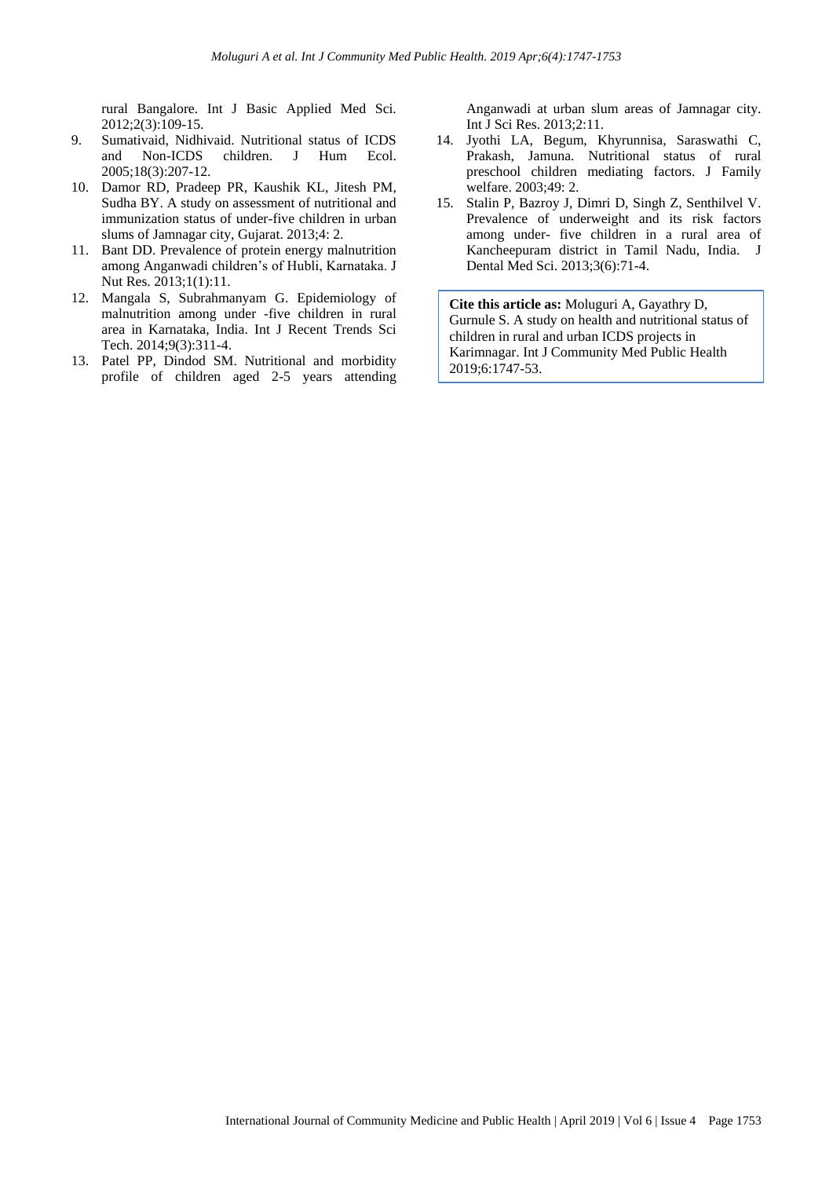rural Bangalore. Int J Basic Applied Med Sci. 2012;2(3):109-15.

9. Sumativaid, Nidhivaid. Nutritional status of ICDS and Non-ICDS children. J Hum Ecol. 2005;18(3):207-12.
10. Damor RD, Pradeep PR, Kaushik KL, Jitesh PM, Sudha BY. A study on assessment of nutritional and immunization status of under-five children in urban slums of Jamnagar city, Gujarat. 2013;4: 2.
11. Bant DD. Prevalence of protein energy malnutrition among Anganwadi children's of Hubli, Karnataka. J Nut Res. 2013;1(1):11.
12. Mangala S, Subrahmanyam G. Epidemiology of malnutrition among under -five children in rural area in Karnataka, India. Int J Recent Trends Sci Tech. 2014;9(3):311-4.
13. Patel PP, Dindod SM. Nutritional and morbidity profile of children aged 2-5 years attending Anganwadi at urban slum areas of Jamnagar city. Int J Sci Res. 2013;2:11.
14. Jyothi LA, Begum, Khyrunnisa, Saraswathi C, Prakash, Jamuna. Nutritional status of rural preschool children mediating factors. J Family welfare. 2003;49: 2.
15. Stalin P, Bazroy J, Dimri D, Singh Z, Senthilvel V. Prevalence of underweight and its risk factors among under- five children in a rural area of Kancheepuram district in Tamil Nadu, India. J Dental Med Sci. 2013;3(6):71-4.

**Cite this article as:** Moluguri A, Gayathry D, Gurnule S. A study on health and nutritional status of children in rural and urban ICDS projects in Karimnagar. Int J Community Med Public Health 2019;6:1747-53.